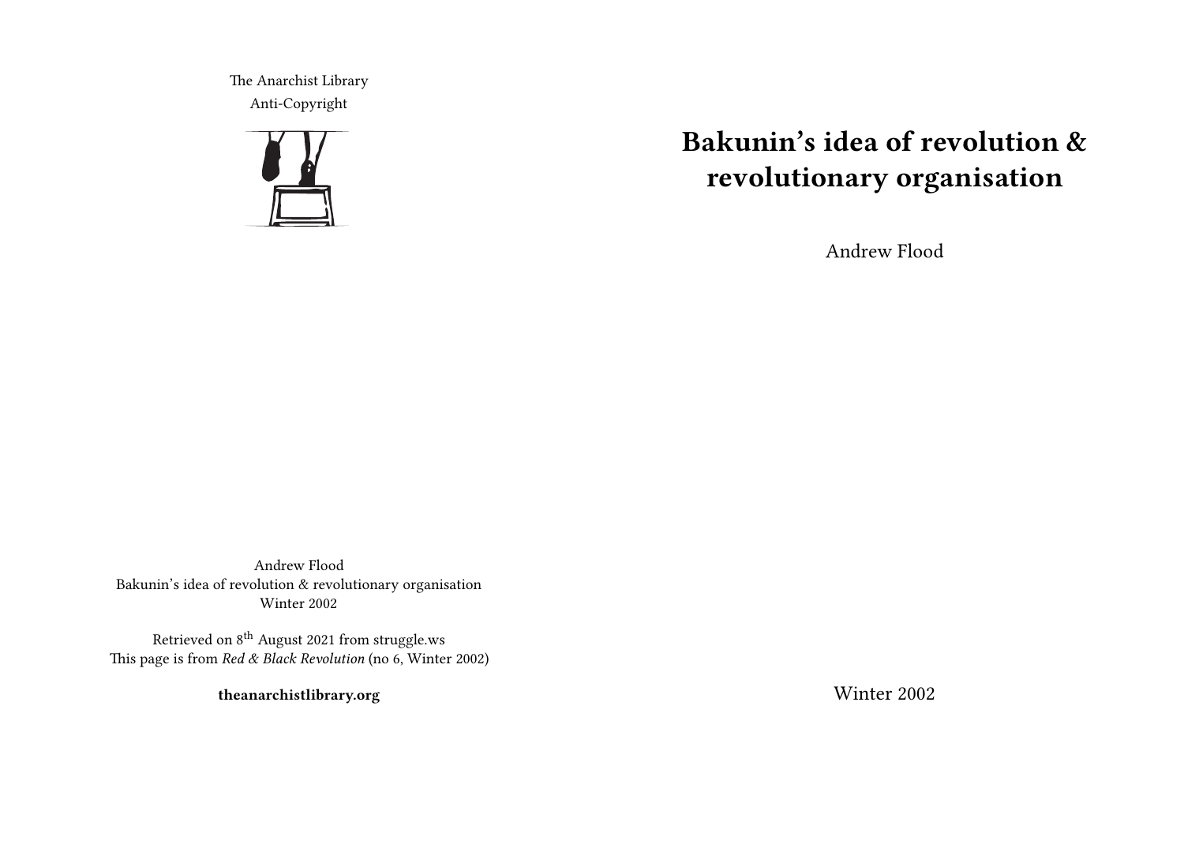# Bakunin's idea of revolution & revolutionary organisation

Andrew Flood

Winter 2002

The Anarchist Library
Anti-Copyright

Andrew Flood
Bakunin's idea of revolution & revolutionary organisation
Winter 2002

Retrieved on 8th August 2021 from struggle.ws
This page is from *Red & Black Revolution* (no 6, Winter 2002)

**theanarchistlibrary.org**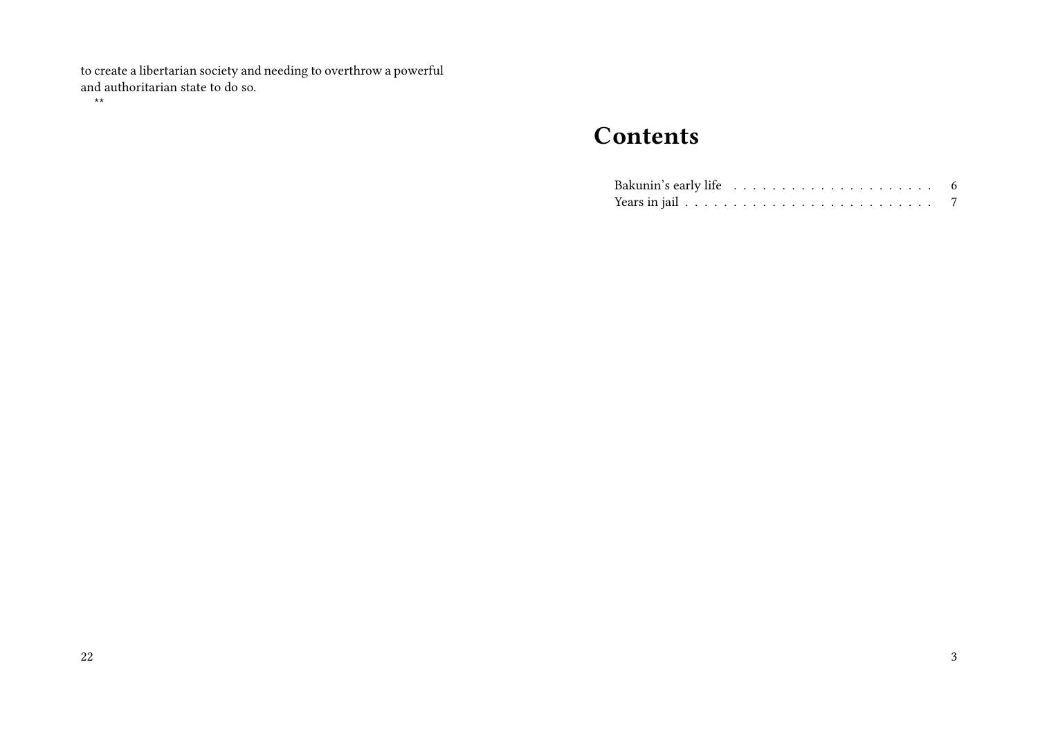to create a libertarian society and needing to overthrow a powerful and authoritarian state to do so.

**

# Contents

Bakunin's early life . . . . . . . . . . . . . . . . . . . . . 6
Years in jail . . . . . . . . . . . . . . . . . . . . . . . . . 7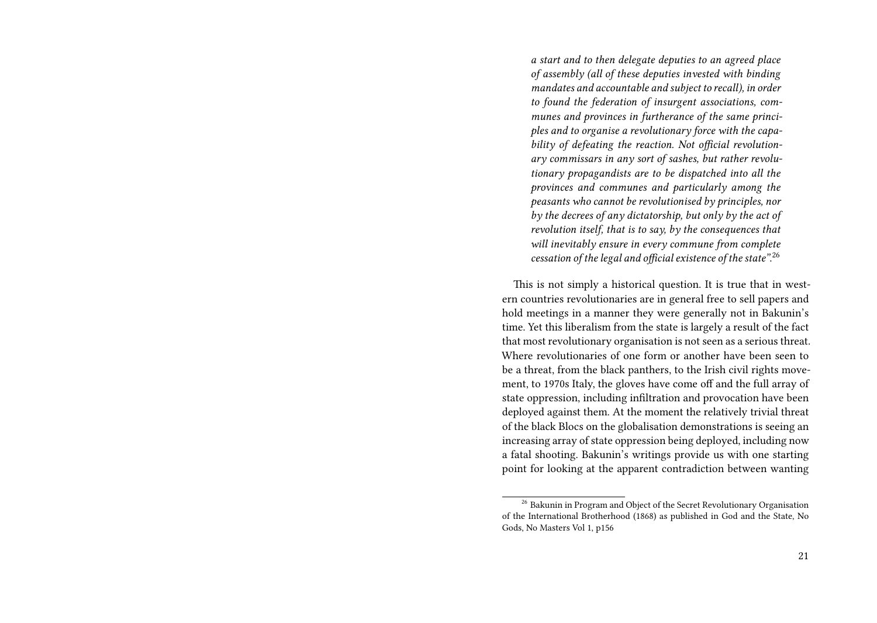> *a start and to then delegate deputies to an agreed place of assembly (all of these deputies invested with binding mandates and accountable and subject to recall), in order to found the federation of insurgent associations, communes and provinces in furtherance of the same principles and to organise a revolutionary force with the capability of defeating the reaction. Not official revolutionary commissars in any sort of sashes, but rather revolutionary propagandists are to be dispatched into all the provinces and communes and particularly among the peasants who cannot be revolutionised by principles, nor by the decrees of any dictatorship, but only by the act of revolution itself, that is to say, by the consequences that will inevitably ensure in every commune from complete cessation of the legal and official existence of the state".*[26]

This is not simply a historical question. It is true that in western countries revolutionaries are in general free to sell papers and hold meetings in a manner they were generally not in Bakunin's time. Yet this liberalism from the state is largely a result of the fact that most revolutionary organisation is not seen as a serious threat. Where revolutionaries of one form or another have been seen to be a threat, from the black panthers, to the Irish civil rights movement, to 1970s Italy, the gloves have come off and the full array of state oppression, including infiltration and provocation have been deployed against them. At the moment the relatively trivial threat of the black Blocs on the globalisation demonstrations is seeing an increasing array of state oppression being deployed, including now a fatal shooting. Bakunin's writings provide us with one starting point for looking at the apparent contradiction between wanting

---

[26] Bakunin in Program and Object of the Secret Revolutionary Organisation of the International Brotherhood (1868) as published in God and the State, No Gods, No Masters Vol 1, p156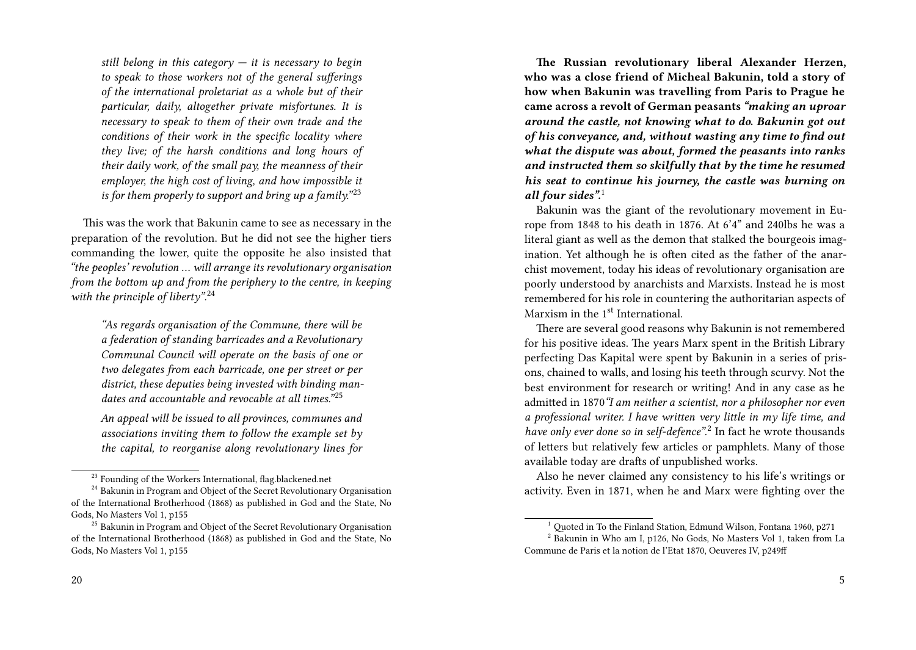*still belong in this category — it is necessary to begin to speak to those workers not of the general sufferings of the international proletariat as a whole but of their particular, daily, altogether private misfortunes. It is necessary to speak to them of their own trade and the conditions of their work in the specific locality where they live; of the harsh conditions and long hours of their daily work, of the small pay, the meanness of their employer, the high cost of living, and how impossible it is for them properly to support and bring up a family."*[23]

This was the work that Bakunin came to see as necessary in the preparation of the revolution. But he did not see the higher tiers commanding the lower, quite the opposite he also insisted that *"the peoples' revolution … will arrange its revolutionary organisation from the bottom up and from the periphery to the centre, in keeping with the principle of liberty"*.[24]

> *"As regards organisation of the Commune, there will be a federation of standing barricades and a Revolutionary Communal Council will operate on the basis of one or two delegates from each barricade, one per street or per district, these deputies being invested with binding mandates and accountable and revocable at all times."*[25]
>
> *An appeal will be issued to all provinces, communes and associations inviting them to follow the example set by the capital, to reorganise along revolutionary lines for*

[23] Founding of the Workers International, flag.blackened.net

[24] Bakunin in Program and Object of the Secret Revolutionary Organisation of the International Brotherhood (1868) as published in God and the State, No Gods, No Masters Vol 1, p155

[25] Bakunin in Program and Object of the Secret Revolutionary Organisation of the International Brotherhood (1868) as published in God and the State, No Gods, No Masters Vol 1, p155

**The Russian revolutionary liberal Alexander Herzen, who was a close friend of Micheal Bakunin, told a story of how when Bakunin was travelling from Paris to Prague he came across a revolt of German peasants *"making an uproar around the castle, not knowing what to do. Bakunin got out of his conveyance, and, without wasting any time to find out what the dispute was about, formed the peasants into ranks and instructed them so skilfully that by the time he resumed his seat to continue his journey, the castle was burning on all four sides"*.**[1]

Bakunin was the giant of the revolutionary movement in Europe from 1848 to his death in 1876. At 6'4" and 240lbs he was a literal giant as well as the demon that stalked the bourgeois imagination. Yet although he is often cited as the father of the anarchist movement, today his ideas of revolutionary organisation are poorly understood by anarchists and Marxists. Instead he is most remembered for his role in countering the authoritarian aspects of Marxism in the 1st International.

There are several good reasons why Bakunin is not remembered for his positive ideas. The years Marx spent in the British Library perfecting Das Kapital were spent by Bakunin in a series of prisons, chained to walls, and losing his teeth through scurvy. Not the best environment for research or writing! And in any case as he admitted in 1870 *"I am neither a scientist, nor a philosopher nor even a professional writer. I have written very little in my life time, and have only ever done so in self-defence"*.[2] In fact he wrote thousands of letters but relatively few articles or pamphlets. Many of those available today are drafts of unpublished works.

Also he never claimed any consistency to his life's writings or activity. Even in 1871, when he and Marx were fighting over the

[1] Quoted in To the Finland Station, Edmund Wilson, Fontana 1960, p271

[2] Bakunin in Who am I, p126, No Gods, No Masters Vol 1, taken from La Commune de Paris et la notion de l'Etat 1870, Oeuveres IV, p249ff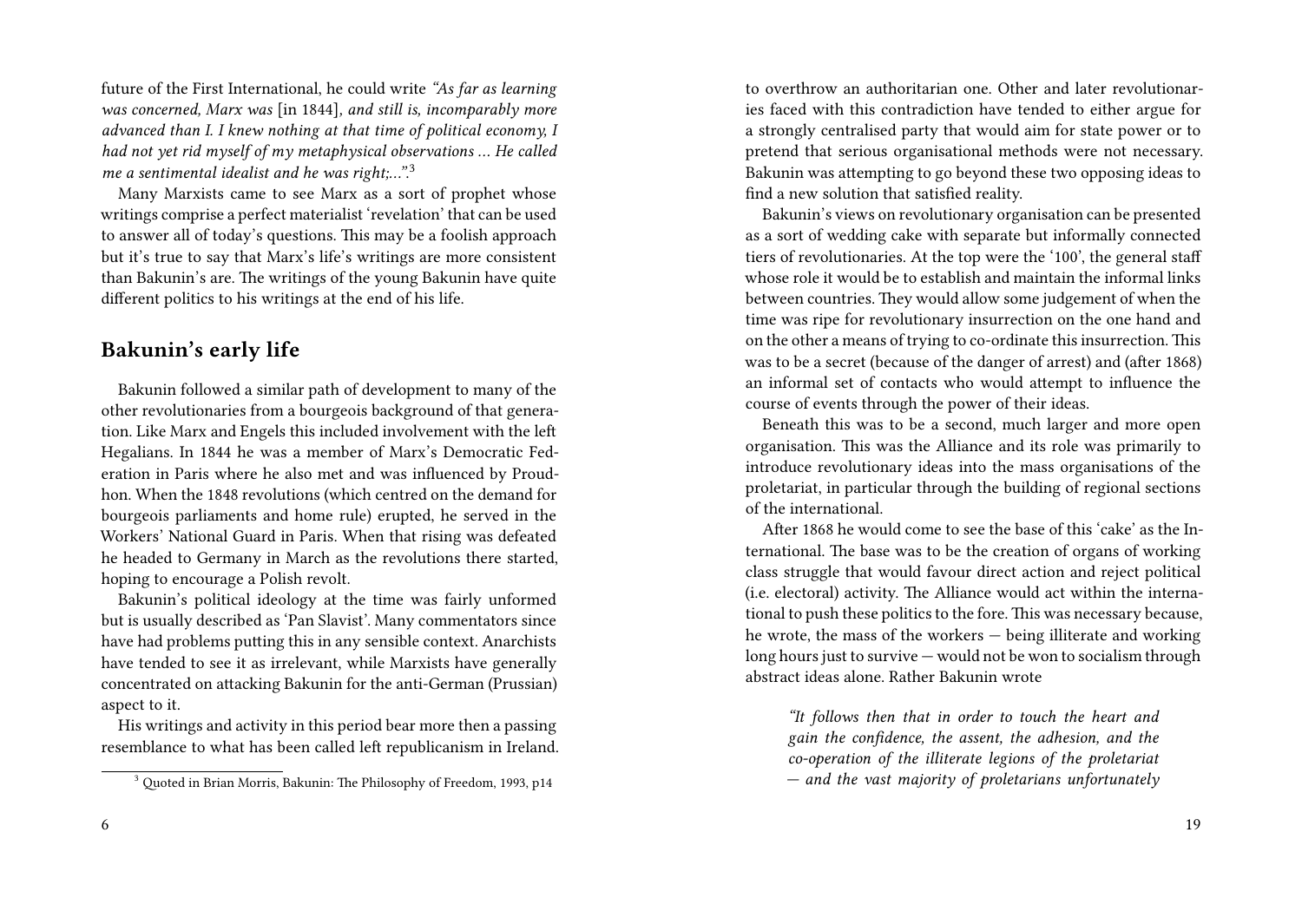future of the First International, he could write *"As far as learning was concerned, Marx was* [in 1844]*, and still is, incomparably more advanced than I. I knew nothing at that time of political economy, I had not yet rid myself of my metaphysical observations … He called me a sentimental idealist and he was right;…"*.[3]

Many Marxists came to see Marx as a sort of prophet whose writings comprise a perfect materialist 'revelation' that can be used to answer all of today's questions. This may be a foolish approach but it's true to say that Marx's life's writings are more consistent than Bakunin's are. The writings of the young Bakunin have quite different politics to his writings at the end of his life.

## Bakunin's early life

Bakunin followed a similar path of development to many of the other revolutionaries from a bourgeois background of that generation. Like Marx and Engels this included involvement with the left Hegalians. In 1844 he was a member of Marx's Democratic Federation in Paris where he also met and was influenced by Proudhon. When the 1848 revolutions (which centred on the demand for bourgeois parliaments and home rule) erupted, he served in the Workers' National Guard in Paris. When that rising was defeated he headed to Germany in March as the revolutions there started, hoping to encourage a Polish revolt.

Bakunin's political ideology at the time was fairly unformed but is usually described as 'Pan Slavist'. Many commentators since have had problems putting this in any sensible context. Anarchists have tended to see it as irrelevant, while Marxists have generally concentrated on attacking Bakunin for the anti-German (Prussian) aspect to it.

His writings and activity in this period bear more then a passing resemblance to what has been called left republicanism in Ireland.

[3] Quoted in Brian Morris, Bakunin: The Philosophy of Freedom, 1993, p14

to overthrow an authoritarian one. Other and later revolutionaries faced with this contradiction have tended to either argue for a strongly centralised party that would aim for state power or to pretend that serious organisational methods were not necessary. Bakunin was attempting to go beyond these two opposing ideas to find a new solution that satisfied reality.

Bakunin's views on revolutionary organisation can be presented as a sort of wedding cake with separate but informally connected tiers of revolutionaries. At the top were the '100', the general staff whose role it would be to establish and maintain the informal links between countries. They would allow some judgement of when the time was ripe for revolutionary insurrection on the one hand and on the other a means of trying to co-ordinate this insurrection. This was to be a secret (because of the danger of arrest) and (after 1868) an informal set of contacts who would attempt to influence the course of events through the power of their ideas.

Beneath this was to be a second, much larger and more open organisation. This was the Alliance and its role was primarily to introduce revolutionary ideas into the mass organisations of the proletariat, in particular through the building of regional sections of the international.

After 1868 he would come to see the base of this 'cake' as the International. The base was to be the creation of organs of working class struggle that would favour direct action and reject political (i.e. electoral) activity. The Alliance would act within the international to push these politics to the fore. This was necessary because, he wrote, the mass of the workers — being illiterate and working long hours just to survive — would not be won to socialism through abstract ideas alone. Rather Bakunin wrote

> *"It follows then that in order to touch the heart and gain the confidence, the assent, the adhesion, and the co-operation of the illiterate legions of the proletariat — and the vast majority of proletarians unfortunately*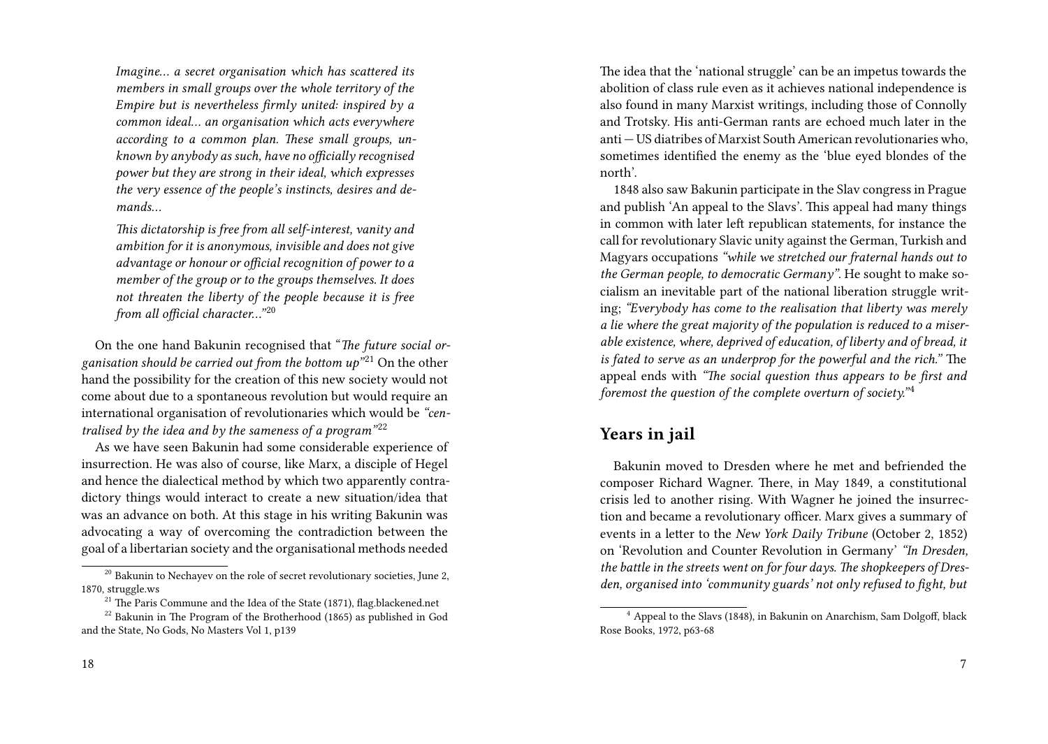*Imagine… a secret organisation which has scattered its members in small groups over the whole territory of the Empire but is nevertheless firmly united: inspired by a common ideal… an organisation which acts everywhere according to a common plan. These small groups, unknown by anybody as such, have no officially recognised power but they are strong in their ideal, which expresses the very essence of the people's instincts, desires and demands…*

*This dictatorship is free from all self-interest, vanity and ambition for it is anonymous, invisible and does not give advantage or honour or official recognition of power to a member of the group or to the groups themselves. It does not threaten the liberty of the people because it is free from all official character…"*[20]

On the one hand Bakunin recognised that "*The future social organisation should be carried out from the bottom up"*[21] On the other hand the possibility for the creation of this new society would not come about due to a spontaneous revolution but would require an international organisation of revolutionaries which would be *"centralised by the idea and by the sameness of a program"*[22]

As we have seen Bakunin had some considerable experience of insurrection. He was also of course, like Marx, a disciple of Hegel and hence the dialectical method by which two apparently contradictory things would interact to create a new situation/idea that was an advance on both. At this stage in his writing Bakunin was advocating a way of overcoming the contradiction between the goal of a libertarian society and the organisational methods needed

[20] Bakunin to Nechayev on the role of secret revolutionary societies, June 2, 1870, struggle.ws

[21] The Paris Commune and the Idea of the State (1871), flag.blackened.net

[22] Bakunin in The Program of the Brotherhood (1865) as published in God and the State, No Gods, No Masters Vol 1, p139

The idea that the 'national struggle' can be an impetus towards the abolition of class rule even as it achieves national independence is also found in many Marxist writings, including those of Connolly and Trotsky. His anti-German rants are echoed much later in the anti — US diatribes of Marxist South American revolutionaries who, sometimes identified the enemy as the 'blue eyed blondes of the north'.

1848 also saw Bakunin participate in the Slav congress in Prague and publish 'An appeal to the Slavs'. This appeal had many things in common with later left republican statements, for instance the call for revolutionary Slavic unity against the German, Turkish and Magyars occupations *"while we stretched our fraternal hands out to the German people, to democratic Germany"*. He sought to make socialism an inevitable part of the national liberation struggle writing; *"Everybody has come to the realisation that liberty was merely a lie where the great majority of the population is reduced to a miserable existence, where, deprived of education, of liberty and of bread, it is fated to serve as an underprop for the powerful and the rich."* The appeal ends with *"The social question thus appears to be first and foremost the question of the complete overturn of society."*[4]

## Years in jail

Bakunin moved to Dresden where he met and befriended the composer Richard Wagner. There, in May 1849, a constitutional crisis led to another rising. With Wagner he joined the insurrection and became a revolutionary officer. Marx gives a summary of events in a letter to the *New York Daily Tribune* (October 2, 1852) on 'Revolution and Counter Revolution in Germany' *"In Dresden, the battle in the streets went on for four days. The shopkeepers of Dresden, organised into 'community guards' not only refused to fight, but*

[4] Appeal to the Slavs (1848), in Bakunin on Anarchism, Sam Dolgoff, black Rose Books, 1972, p63-68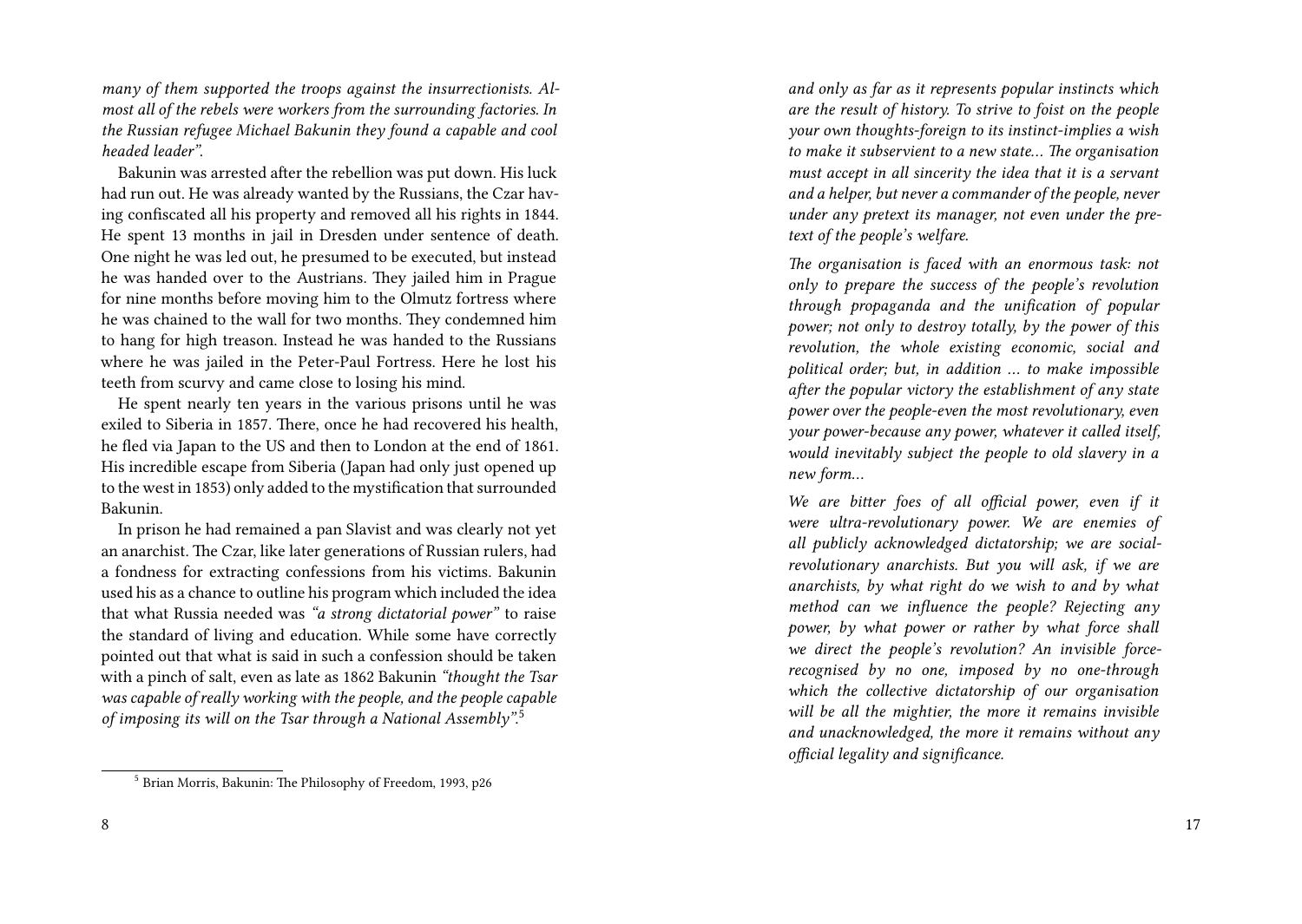*many of them supported the troops against the insurrectionists. Almost all of the rebels were workers from the surrounding factories. In the Russian refugee Michael Bakunin they found a capable and cool headed leader".*

Bakunin was arrested after the rebellion was put down. His luck had run out. He was already wanted by the Russians, the Czar having confiscated all his property and removed all his rights in 1844. He spent 13 months in jail in Dresden under sentence of death. One night he was led out, he presumed to be executed, but instead he was handed over to the Austrians. They jailed him in Prague for nine months before moving him to the Olmutz fortress where he was chained to the wall for two months. They condemned him to hang for high treason. Instead he was handed to the Russians where he was jailed in the Peter-Paul Fortress. Here he lost his teeth from scurvy and came close to losing his mind.

He spent nearly ten years in the various prisons until he was exiled to Siberia in 1857. There, once he had recovered his health, he fled via Japan to the US and then to London at the end of 1861. His incredible escape from Siberia (Japan had only just opened up to the west in 1853) only added to the mystification that surrounded Bakunin.

In prison he had remained a pan Slavist and was clearly not yet an anarchist. The Czar, like later generations of Russian rulers, had a fondness for extracting confessions from his victims. Bakunin used his as a chance to outline his program which included the idea that what Russia needed was *"a strong dictatorial power"* to raise the standard of living and education. While some have correctly pointed out that what is said in such a confession should be taken with a pinch of salt, even as late as 1862 Bakunin *"thought the Tsar was capable of really working with the people, and the people capable of imposing its will on the Tsar through a National Assembly".*[5]

[5] Brian Morris, Bakunin: The Philosophy of Freedom, 1993, p26

*and only as far as it represents popular instincts which are the result of history. To strive to foist on the people your own thoughts-foreign to its instinct-implies a wish to make it subservient to a new state… The organisation must accept in all sincerity the idea that it is a servant and a helper, but never a commander of the people, never under any pretext its manager, not even under the pretext of the people's welfare.*

*The organisation is faced with an enormous task: not only to prepare the success of the people's revolution through propaganda and the unification of popular power; not only to destroy totally, by the power of this revolution, the whole existing economic, social and political order; but, in addition … to make impossible after the popular victory the establishment of any state power over the people-even the most revolutionary, even your power-because any power, whatever it called itself, would inevitably subject the people to old slavery in a new form…*

*We are bitter foes of all official power, even if it were ultra-revolutionary power. We are enemies of all publicly acknowledged dictatorship; we are social-revolutionary anarchists. But you will ask, if we are anarchists, by what right do we wish to and by what method can we influence the people? Rejecting any power, by what power or rather by what force shall we direct the people's revolution? An invisible force-recognised by no one, imposed by no one-through which the collective dictatorship of our organisation will be all the mightier, the more it remains invisible and unacknowledged, the more it remains without any official legality and significance.*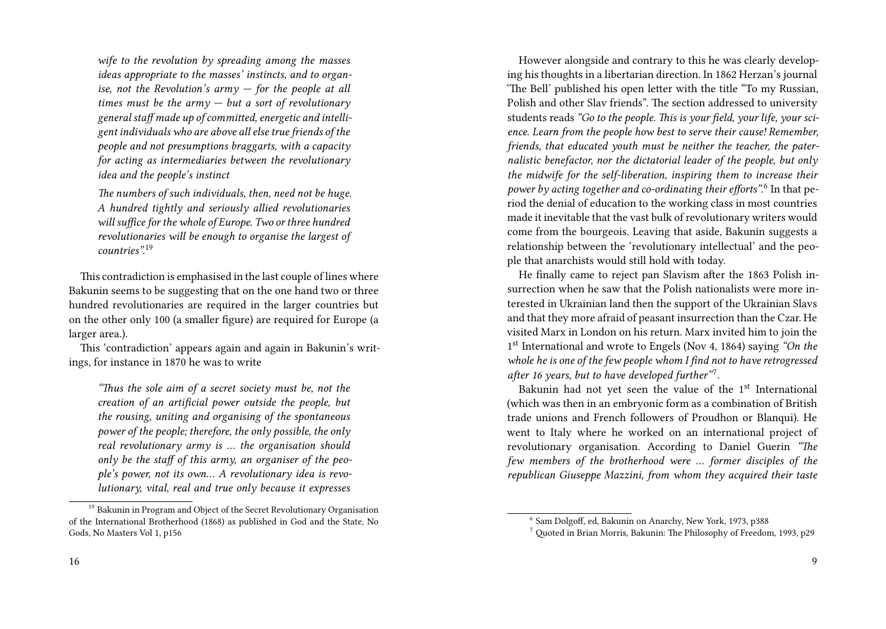*wife to the revolution by spreading among the masses ideas appropriate to the masses' instincts, and to organise, not the Revolution's army — for the people at all times must be the army — but a sort of revolutionary general staff made up of committed, energetic and intelligent individuals who are above all else true friends of the people and not presumptions braggarts, with a capacity for acting as intermediaries between the revolutionary idea and the people's instinct*

*The numbers of such individuals, then, need not be huge. A hundred tightly and seriously allied revolutionaries will suffice for the whole of Europe. Two or three hundred revolutionaries will be enough to organise the largest of countries".*[19]

This contradiction is emphasised in the last couple of lines where Bakunin seems to be suggesting that on the one hand two or three hundred revolutionaries are required in the larger countries but on the other only 100 (a smaller figure) are required for Europe (a larger area.).

This 'contradiction' appears again and again in Bakunin's writings, for instance in 1870 he was to write

*"Thus the sole aim of a secret society must be, not the creation of an artificial power outside the people, but the rousing, uniting and organising of the spontaneous power of the people; therefore, the only possible, the only real revolutionary army is … the organisation should only be the staff of this army, an organiser of the people's power, not its own… A revolutionary idea is revolutionary, vital, real and true only because it expresses*

[19] Bakunin in Program and Object of the Secret Revolutionary Organisation of the International Brotherhood (1868) as published in God and the State, No Gods, No Masters Vol 1, p156

However alongside and contrary to this he was clearly developing his thoughts in a libertarian direction. In 1862 Herzan's journal 'The Bell' published his open letter with the title "To my Russian, Polish and other Slav friends". The section addressed to university students reads *"Go to the people. This is your field, your life, your science. Learn from the people how best to serve their cause! Remember, friends, that educated youth must be neither the teacher, the paternalistic benefactor, nor the dictatorial leader of the people, but only the midwife for the self-liberation, inspiring them to increase their power by acting together and co-ordinating their efforts".*[6] In that period the denial of education to the working class in most countries made it inevitable that the vast bulk of revolutionary writers would come from the bourgeois. Leaving that aside, Bakunin suggests a relationship between the 'revolutionary intellectual' and the people that anarchists would still hold with today.

He finally came to reject pan Slavism after the 1863 Polish insurrection when he saw that the Polish nationalists were more interested in Ukrainian land then the support of the Ukrainian Slavs and that they more afraid of peasant insurrection than the Czar. He visited Marx in London on his return. Marx invited him to join the 1st International and wrote to Engels (Nov 4, 1864) saying *"On the whole he is one of the few people whom I find not to have retrogressed after 16 years, but to have developed further"*[7].

Bakunin had not yet seen the value of the 1st International (which was then in an embryonic form as a combination of British trade unions and French followers of Proudhon or Blanqui). He went to Italy where he worked on an international project of revolutionary organisation. According to Daniel Guerin *"The few members of the brotherhood were … former disciples of the republican Giuseppe Mazzini, from whom they acquired their taste*

[6] Sam Dolgoff, ed, Bakunin on Anarchy, New York, 1973, p388

[7] Quoted in Brian Morris, Bakunin: The Philosophy of Freedom, 1993, p29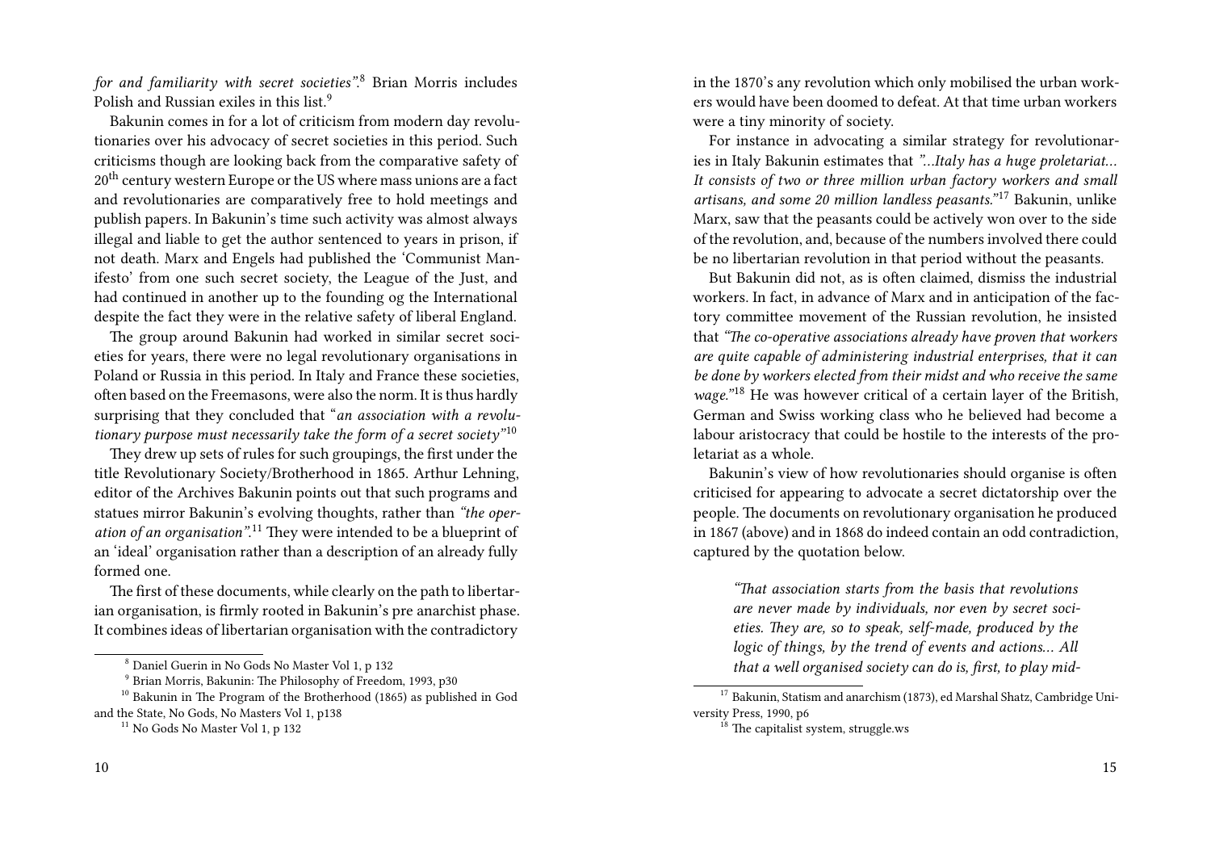*for and familiarity with secret societies"*.[8] Brian Morris includes Polish and Russian exiles in this list.[9]

Bakunin comes in for a lot of criticism from modern day revolutionaries over his advocacy of secret societies in this period. Such criticisms though are looking back from the comparative safety of 20th century western Europe or the US where mass unions are a fact and revolutionaries are comparatively free to hold meetings and publish papers. In Bakunin's time such activity was almost always illegal and liable to get the author sentenced to years in prison, if not death. Marx and Engels had published the 'Communist Manifesto' from one such secret society, the League of the Just, and had continued in another up to the founding og the International despite the fact they were in the relative safety of liberal England.

The group around Bakunin had worked in similar secret societies for years, there were no legal revolutionary organisations in Poland or Russia in this period. In Italy and France these societies, often based on the Freemasons, were also the norm. It is thus hardly surprising that they concluded that "*an association with a revolutionary purpose must necessarily take the form of a secret society"*[10]

They drew up sets of rules for such groupings, the first under the title Revolutionary Society/Brotherhood in 1865. Arthur Lehning, editor of the Archives Bakunin points out that such programs and statues mirror Bakunin's evolving thoughts, rather than *"the operation of an organisation"*.[11] They were intended to be a blueprint of an 'ideal' organisation rather than a description of an already fully formed one.

The first of these documents, while clearly on the path to libertarian organisation, is firmly rooted in Bakunin's pre anarchist phase. It combines ideas of libertarian organisation with the contradictory

[8] Daniel Guerin in No Gods No Master Vol 1, p 132

[9] Brian Morris, Bakunin: The Philosophy of Freedom, 1993, p30

[10] Bakunin in The Program of the Brotherhood (1865) as published in God and the State, No Gods, No Masters Vol 1, p138

[11] No Gods No Master Vol 1, p 132

in the 1870's any revolution which only mobilised the urban workers would have been doomed to defeat. At that time urban workers were a tiny minority of society.

For instance in advocating a similar strategy for revolutionaries in Italy Bakunin estimates that *"...Italy has a huge proletariat... It consists of two or three million urban factory workers and small artisans, and some 20 million landless peasants."*[17] Bakunin, unlike Marx, saw that the peasants could be actively won over to the side of the revolution, and, because of the numbers involved there could be no libertarian revolution in that period without the peasants.

But Bakunin did not, as is often claimed, dismiss the industrial workers. In fact, in advance of Marx and in anticipation of the factory committee movement of the Russian revolution, he insisted that *"The co-operative associations already have proven that workers are quite capable of administering industrial enterprises, that it can be done by workers elected from their midst and who receive the same wage."*[18] He was however critical of a certain layer of the British, German and Swiss working class who he believed had become a labour aristocracy that could be hostile to the interests of the proletariat as a whole.

Bakunin's view of how revolutionaries should organise is often criticised for appearing to advocate a secret dictatorship over the people. The documents on revolutionary organisation he produced in 1867 (above) and in 1868 do indeed contain an odd contradiction, captured by the quotation below.

> *"That association starts from the basis that revolutions are never made by individuals, nor even by secret societies. They are, so to speak, self-made, produced by the logic of things, by the trend of events and actions... All that a well organised society can do is, first, to play mid-*

[17] Bakunin, Statism and anarchism (1873), ed Marshal Shatz, Cambridge University Press, 1990, p6

[18] The capitalist system, struggle.ws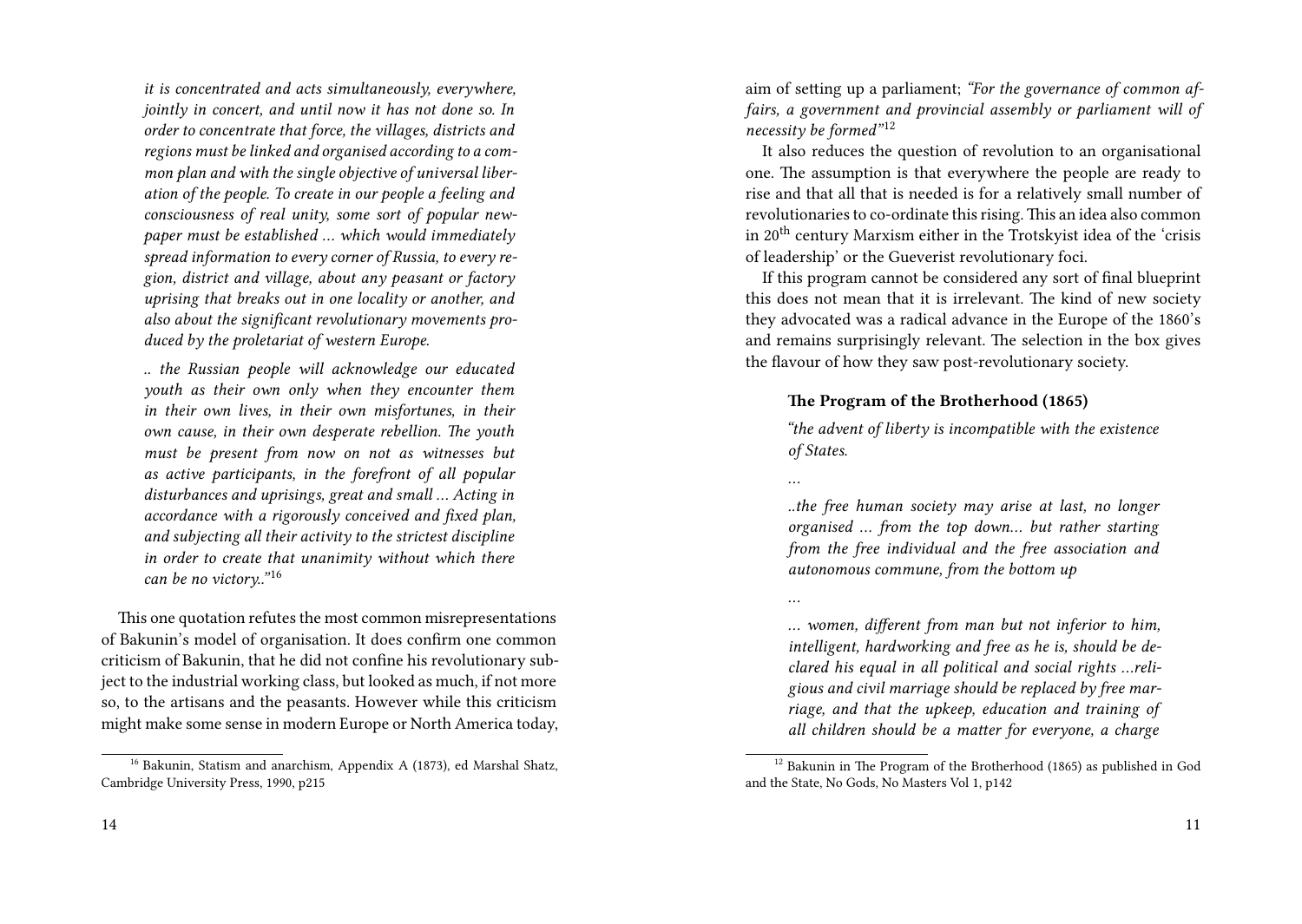*it is concentrated and acts simultaneously, everywhere, jointly in concert, and until now it has not done so. In order to concentrate that force, the villages, districts and regions must be linked and organised according to a common plan and with the single objective of universal liberation of the people. To create in our people a feeling and consciousness of real unity, some sort of popular newpaper must be established … which would immediately spread information to every corner of Russia, to every region, district and village, about any peasant or factory uprising that breaks out in one locality or another, and also about the significant revolutionary movements produced by the proletariat of western Europe.*

*.. the Russian people will acknowledge our educated youth as their own only when they encounter them in their own lives, in their own misfortunes, in their own cause, in their own desperate rebellion. The youth must be present from now on not as witnesses but as active participants, in the forefront of all popular disturbances and uprisings, great and small … Acting in accordance with a rigorously conceived and fixed plan, and subjecting all their activity to the strictest discipline in order to create that unanimity without which there can be no victory..*"[16]

This one quotation refutes the most common misrepresentations of Bakunin's model of organisation. It does confirm one common criticism of Bakunin, that he did not confine his revolutionary subject to the industrial working class, but looked as much, if not more so, to the artisans and the peasants. However while this criticism might make some sense in modern Europe or North America today,

[16] Bakunin, Statism and anarchism, Appendix A (1873), ed Marshal Shatz, Cambridge University Press, 1990, p215

aim of setting up a parliament; *"For the governance of common affairs, a government and provincial assembly or parliament will of necessity be formed"*[12]

It also reduces the question of revolution to an organisational one. The assumption is that everywhere the people are ready to rise and that all that is needed is for a relatively small number of revolutionaries to co-ordinate this rising. This an idea also common in 20th century Marxism either in the Trotskyist idea of the 'crisis of leadership' or the Gueverist revolutionary foci.

If this program cannot be considered any sort of final blueprint this does not mean that it is irrelevant. The kind of new society they advocated was a radical advance in the Europe of the 1860's and remains surprisingly relevant. The selection in the box gives the flavour of how they saw post-revolutionary society.

**The Program of the Brotherhood (1865)**

*"the advent of liberty is incompatible with the existence of States.*

*…*

*..the free human society may arise at last, no longer organised … from the top down… but rather starting from the free individual and the free association and autonomous commune, from the bottom up*

*…*

*… women, different from man but not inferior to him, intelligent, hardworking and free as he is, should be declared his equal in all political and social rights …religious and civil marriage should be replaced by free marriage, and that the upkeep, education and training of all children should be a matter for everyone, a charge*

[12] Bakunin in The Program of the Brotherhood (1865) as published in God and the State, No Gods, No Masters Vol 1, p142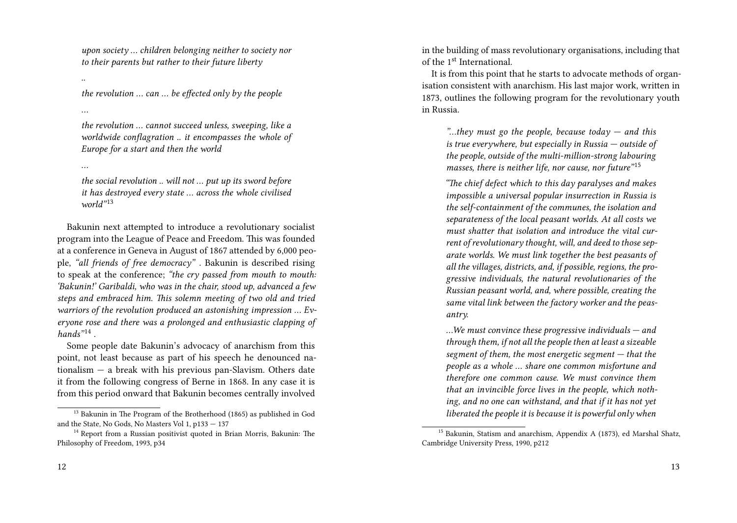*upon society … children belonging neither to society nor to their parents but rather to their future liberty*

*..*

*the revolution … can … be effected only by the people*

*…*

*the revolution … cannot succeed unless, sweeping, like a worldwide conflagration .. it encompasses the whole of Europe for a start and then the world*

*…*

*the social revolution .. will not … put up its sword before it has destroyed every state … across the whole civilised world"*[13]

Bakunin next attempted to introduce a revolutionary socialist program into the League of Peace and Freedom. This was founded at a conference in Geneva in August of 1867 attended by 6,000 people, *"all friends of free democracy"* . Bakunin is described rising to speak at the conference; *"the cry passed from mouth to mouth: 'Bakunin!' Garibaldi, who was in the chair, stood up, advanced a few steps and embraced him. This solemn meeting of two old and tried warriors of the revolution produced an astonishing impression … Everyone rose and there was a prolonged and enthusiastic clapping of hands"*[14] .

Some people date Bakunin's advocacy of anarchism from this point, not least because as part of his speech he denounced nationalism — a break with his previous pan-Slavism. Others date it from the following congress of Berne in 1868. In any case it is from this period onward that Bakunin becomes centrally involved in the building of mass revolutionary organisations, including that of the 1st International.

It is from this point that he starts to advocate methods of organisation consistent with anarchism. His last major work, written in 1873, outlines the following program for the revolutionary youth in Russia.

> *"…they must go the people, because today — and this is true everywhere, but especially in Russia — outside of the people, outside of the multi-million-strong labouring masses, there is neither life, nor cause, nor future"*[15]
>
> *"The chief defect which to this day paralyses and makes impossible a universal popular insurrection in Russia is the self-containment of the communes, the isolation and separateness of the local peasant worlds. At all costs we must shatter that isolation and introduce the vital current of revolutionary thought, will, and deed to those separate worlds. We must link together the best peasants of all the villages, districts, and, if possible, regions, the progressive individuals, the natural revolutionaries of the Russian peasant world, and, where possible, creating the same vital link between the factory worker and the peasantry.*
>
> *…We must convince these progressive individuals — and through them, if not all the people then at least a sizeable segment of them, the most energetic segment — that the people as a whole … share one common misfortune and therefore one common cause. We must convince them that an invincible force lives in the people, which nothing, and no one can withstand, and that if it has not yet liberated the people it is because it is powerful only when*

---

[13] Bakunin in The Program of the Brotherhood (1865) as published in God and the State, No Gods, No Masters Vol 1, p133 — 137

[14] Report from a Russian positivist quoted in Brian Morris, Bakunin: The Philosophy of Freedom, 1993, p34

[15] Bakunin, Statism and anarchism, Appendix A (1873), ed Marshal Shatz, Cambridge University Press, 1990, p212